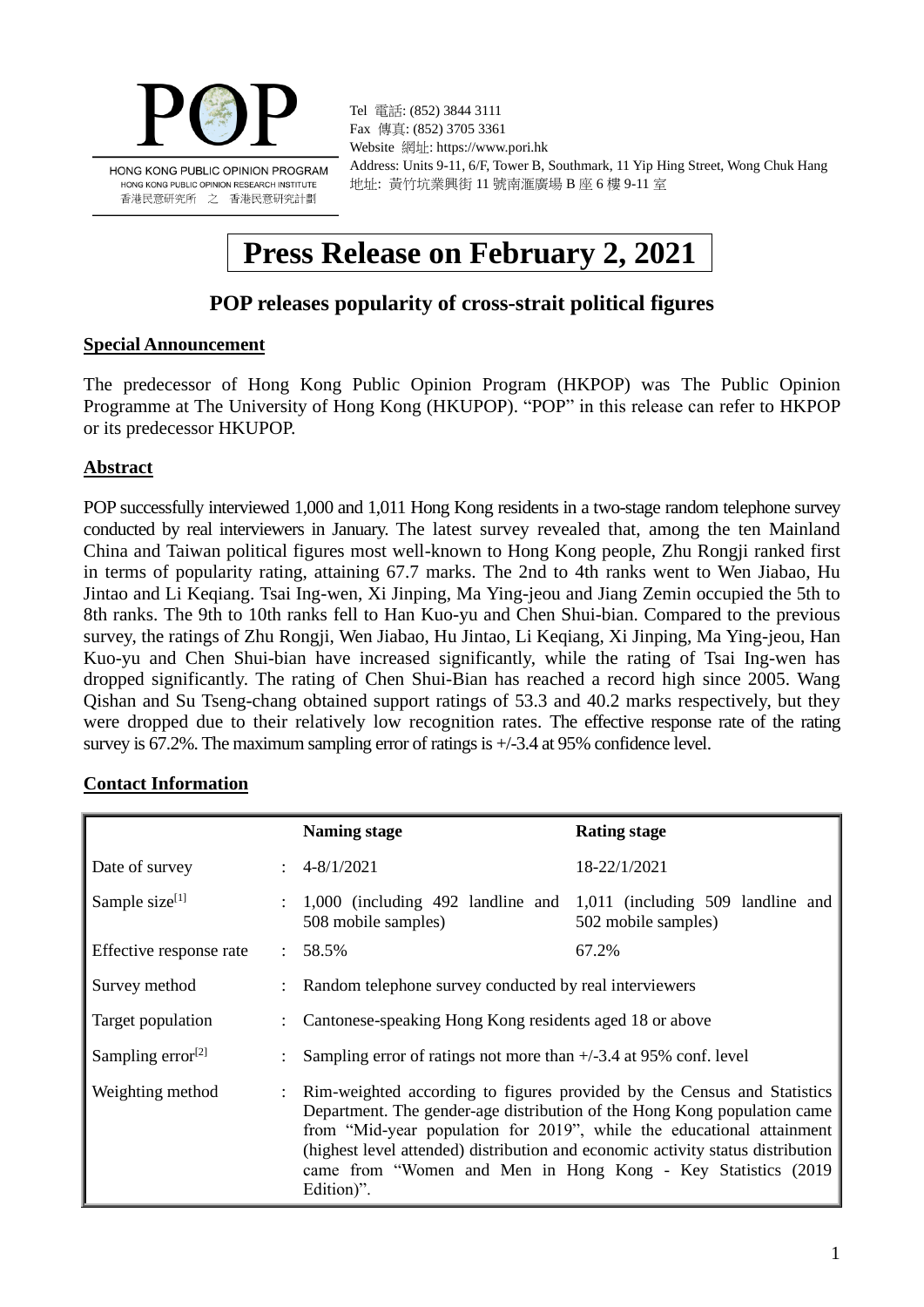POP

HONG KONG PUBLIC OPINION PROGRAM
HONG KONG PUBLIC OPINION RESEARCH INSTITUTE
香港民意研究所 之 香港民意研究計劃

Tel 電話: (852) 3844 3111
Fax 傳真: (852) 3705 3361
Website 網址: https://www.pori.hk
Address: Units 9-11, 6/F, Tower B, Southmark, 11 Yip Hing Street, Wong Chuk Hang
地址: 黃竹坑業興街 11 號南滙廣場 B 座 6 樓 9-11 室

# Press Release on February 2, 2021

## POP releases popularity of cross-strait political figures

### Special Announcement

The predecessor of Hong Kong Public Opinion Program (HKPOP) was The Public Opinion Programme at The University of Hong Kong (HKUPOP). "POP" in this release can refer to HKPOP or its predecessor HKUPOP.

### Abstract

POP successfully interviewed 1,000 and 1,011 Hong Kong residents in a two-stage random telephone survey conducted by real interviewers in January. The latest survey revealed that, among the ten Mainland China and Taiwan political figures most well-known to Hong Kong people, Zhu Rongji ranked first in terms of popularity rating, attaining 67.7 marks. The 2nd to 4th ranks went to Wen Jiabao, Hu Jintao and Li Keqiang. Tsai Ing-wen, Xi Jinping, Ma Ying-jeou and Jiang Zemin occupied the 5th to 8th ranks. The 9th to 10th ranks fell to Han Kuo-yu and Chen Shui-bian. Compared to the previous survey, the ratings of Zhu Rongji, Wen Jiabao, Hu Jintao, Li Keqiang, Xi Jinping, Ma Ying-jeou, Han Kuo-yu and Chen Shui-bian have increased significantly, while the rating of Tsai Ing-wen has dropped significantly. The rating of Chen Shui-Bian has reached a record high since 2005. Wang Qishan and Su Tseng-chang obtained support ratings of 53.3 and 40.2 marks respectively, but they were dropped due to their relatively low recognition rates. The effective response rate of the rating survey is 67.2%. The maximum sampling error of ratings is +/-3.4 at 95% confidence level.

### Contact Information

| | | Naming stage | Rating stage |
|---|---|---|---|
| Date of survey | : | 4-8/1/2021 | 18-22/1/2021 |
| Sample size[1] | : | 1,000 (including 492 landline and 508 mobile samples) | 1,011 (including 509 landline and 502 mobile samples) |
| Effective response rate | : | 58.5% | 67.2% |
| Survey method | : | Random telephone survey conducted by real interviewers | |
| Target population | : | Cantonese-speaking Hong Kong residents aged 18 or above | |
| Sampling error[2] | : | Sampling error of ratings not more than +/-3.4 at 95% conf. level | |
| Weighting method | : | Rim-weighted according to figures provided by the Census and Statistics Department. The gender-age distribution of the Hong Kong population came from "Mid-year population for 2019", while the educational attainment (highest level attended) distribution and economic activity status distribution came from "Women and Men in Hong Kong - Key Statistics (2019 Edition)". | |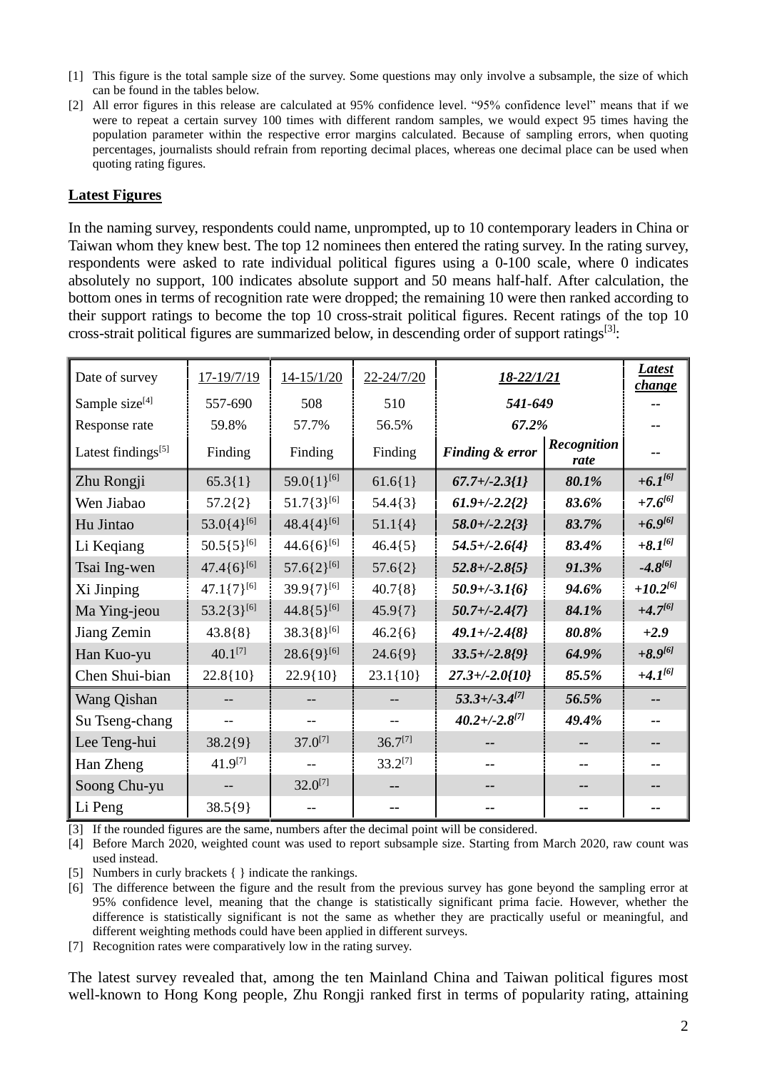[1] This figure is the total sample size of the survey. Some questions may only involve a subsample, the size of which can be found in the tables below.

[2] All error figures in this release are calculated at 95% confidence level. "95% confidence level" means that if we were to repeat a certain survey 100 times with different random samples, we would expect 95 times having the population parameter within the respective error margins calculated. Because of sampling errors, when quoting percentages, journalists should refrain from reporting decimal places, whereas one decimal place can be used when quoting rating figures.

## Latest Figures

In the naming survey, respondents could name, unprompted, up to 10 contemporary leaders in China or Taiwan whom they knew best. The top 12 nominees then entered the rating survey. In the rating survey, respondents were asked to rate individual political figures using a 0-100 scale, where 0 indicates absolutely no support, 100 indicates absolute support and 50 means half-half. After calculation, the bottom ones in terms of recognition rate were dropped; the remaining 10 were then ranked according to their support ratings to become the top 10 cross-strait political figures. Recent ratings of the top 10 cross-strait political figures are summarized below, in descending order of support ratings[3]:

| Date of survey | 17-19/7/19 | 14-15/1/20 | 22-24/7/20 | ***18-22/1/21*** | | ***Latest change*** |
|---|---|---|---|---|---|---|
| Sample size[4] | 557-690 | 508 | 510 | ***541-649*** | | -- |
| Response rate | 59.8% | 57.7% | 56.5% | ***67.2%*** | | -- |
| Latest findings[5] | Finding | Finding | Finding | ***Finding & error*** | ***Recognition rate*** | -- |
| Zhu Rongji | 65.3{1} | 59.0{1}[6] | 61.6{1} | ***67.7+/-2.3{1}*** | ***80.1%*** | ***+6.1[6]*** |
| Wen Jiabao | 57.2{2} | 51.7{3}[6] | 54.4{3} | ***61.9+/-2.2{2}*** | ***83.6%*** | ***+7.6[6]*** |
| Hu Jintao | 53.0{4}[6] | 48.4{4}[6] | 51.1{4} | ***58.0+/-2.2{3}*** | ***83.7%*** | ***+6.9[6]*** |
| Li Keqiang | 50.5{5}[6] | 44.6{6}[6] | 46.4{5} | ***54.5+/-2.6{4}*** | ***83.4%*** | ***+8.1[6]*** |
| Tsai Ing-wen | 47.4{6}[6] | 57.6{2}[6] | 57.6{2} | ***52.8+/-2.8{5}*** | ***91.3%*** | ***-4.8[6]*** |
| Xi Jinping | 47.1{7}[6] | 39.9{7}[6] | 40.7{8} | ***50.9+/-3.1{6}*** | ***94.6%*** | ***+10.2[6]*** |
| Ma Ying-jeou | 53.2{3}[6] | 44.8{5}[6] | 45.9{7} | ***50.7+/-2.4{7}*** | ***84.1%*** | ***+4.7[6]*** |
| Jiang Zemin | 43.8{8} | 38.3{8}[6] | 46.2{6} | ***49.1+/-2.4{8}*** | ***80.8%*** | ***+2.9*** |
| Han Kuo-yu | 40.1[7] | 28.6{9}[6] | 24.6{9} | ***33.5+/-2.8{9}*** | ***64.9%*** | ***+8.9[6]*** |
| Chen Shui-bian | 22.8{10} | 22.9{10} | 23.1{10} | ***27.3+/-2.0{10}*** | ***85.5%*** | ***+4.1[6]*** |
| Wang Qishan | -- | -- | -- | ***53.3+/-3.4[7]*** | ***56.5%*** | -- |
| Su Tseng-chang | -- | -- | -- | ***40.2+/-2.8[7]*** | ***49.4%*** | -- |
| Lee Teng-hui | 38.2{9} | 37.0[7] | 36.7[7] | -- | -- | -- |
| Han Zheng | 41.9[7] | -- | 33.2[7] | -- | -- | -- |
| Soong Chu-yu | -- | 32.0[7] | -- | -- | -- | -- |
| Li Peng | 38.5{9} | -- | -- | -- | -- | -- |

[3] If the rounded figures are the same, numbers after the decimal point will be considered.

[4] Before March 2020, weighted count was used to report subsample size. Starting from March 2020, raw count was used instead.

[5] Numbers in curly brackets { } indicate the rankings.

[6] The difference between the figure and the result from the previous survey has gone beyond the sampling error at 95% confidence level, meaning that the change is statistically significant prima facie. However, whether the difference is statistically significant is not the same as whether they are practically useful or meaningful, and different weighting methods could have been applied in different surveys.

[7] Recognition rates were comparatively low in the rating survey.

The latest survey revealed that, among the ten Mainland China and Taiwan political figures most well-known to Hong Kong people, Zhu Rongji ranked first in terms of popularity rating, attaining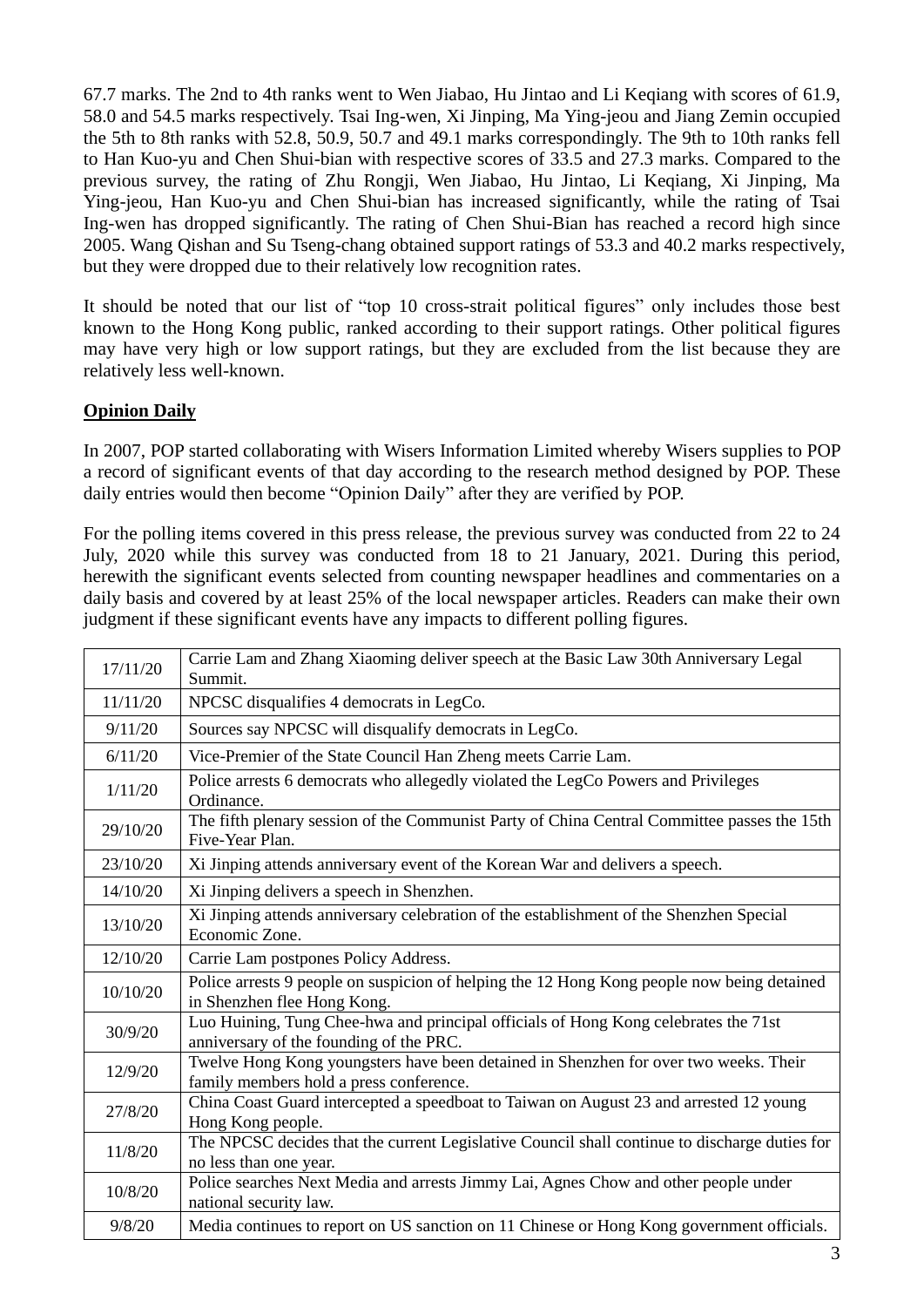67.7 marks. The 2nd to 4th ranks went to Wen Jiabao, Hu Jintao and Li Keqiang with scores of 61.9, 58.0 and 54.5 marks respectively. Tsai Ing-wen, Xi Jinping, Ma Ying-jeou and Jiang Zemin occupied the 5th to 8th ranks with 52.8, 50.9, 50.7 and 49.1 marks correspondingly. The 9th to 10th ranks fell to Han Kuo-yu and Chen Shui-bian with respective scores of 33.5 and 27.3 marks. Compared to the previous survey, the rating of Zhu Rongji, Wen Jiabao, Hu Jintao, Li Keqiang, Xi Jinping, Ma Ying-jeou, Han Kuo-yu and Chen Shui-bian has increased significantly, while the rating of Tsai Ing-wen has dropped significantly. The rating of Chen Shui-Bian has reached a record high since 2005. Wang Qishan and Su Tseng-chang obtained support ratings of 53.3 and 40.2 marks respectively, but they were dropped due to their relatively low recognition rates.

It should be noted that our list of "top 10 cross-strait political figures" only includes those best known to the Hong Kong public, ranked according to their support ratings. Other political figures may have very high or low support ratings, but they are excluded from the list because they are relatively less well-known.

**Opinion Daily**

In 2007, POP started collaborating with Wisers Information Limited whereby Wisers supplies to POP a record of significant events of that day according to the research method designed by POP. These daily entries would then become "Opinion Daily" after they are verified by POP.

For the polling items covered in this press release, the previous survey was conducted from 22 to 24 July, 2020 while this survey was conducted from 18 to 21 January, 2021. During this period, herewith the significant events selected from counting newspaper headlines and commentaries on a daily basis and covered by at least 25% of the local newspaper articles. Readers can make their own judgment if these significant events have any impacts to different polling figures.

| Date | Event |
|---|---|
| 17/11/20 | Carrie Lam and Zhang Xiaoming deliver speech at the Basic Law 30th Anniversary Legal Summit. |
| 11/11/20 | NPCSC disqualifies 4 democrats in LegCo. |
| 9/11/20 | Sources say NPCSC will disqualify democrats in LegCo. |
| 6/11/20 | Vice-Premier of the State Council Han Zheng meets Carrie Lam. |
| 1/11/20 | Police arrests 6 democrats who allegedly violated the LegCo Powers and Privileges Ordinance. |
| 29/10/20 | The fifth plenary session of the Communist Party of China Central Committee passes the 15th Five-Year Plan. |
| 23/10/20 | Xi Jinping attends anniversary event of the Korean War and delivers a speech. |
| 14/10/20 | Xi Jinping delivers a speech in Shenzhen. |
| 13/10/20 | Xi Jinping attends anniversary celebration of the establishment of the Shenzhen Special Economic Zone. |
| 12/10/20 | Carrie Lam postpones Policy Address. |
| 10/10/20 | Police arrests 9 people on suspicion of helping the 12 Hong Kong people now being detained in Shenzhen flee Hong Kong. |
| 30/9/20 | Luo Huining, Tung Chee-hwa and principal officials of Hong Kong celebrates the 71st anniversary of the founding of the PRC. |
| 12/9/20 | Twelve Hong Kong youngsters have been detained in Shenzhen for over two weeks. Their family members hold a press conference. |
| 27/8/20 | China Coast Guard intercepted a speedboat to Taiwan on August 23 and arrested 12 young Hong Kong people. |
| 11/8/20 | The NPCSC decides that the current Legislative Council shall continue to discharge duties for no less than one year. |
| 10/8/20 | Police searches Next Media and arrests Jimmy Lai, Agnes Chow and other people under national security law. |
| 9/8/20 | Media continues to report on US sanction on 11 Chinese or Hong Kong government officials. |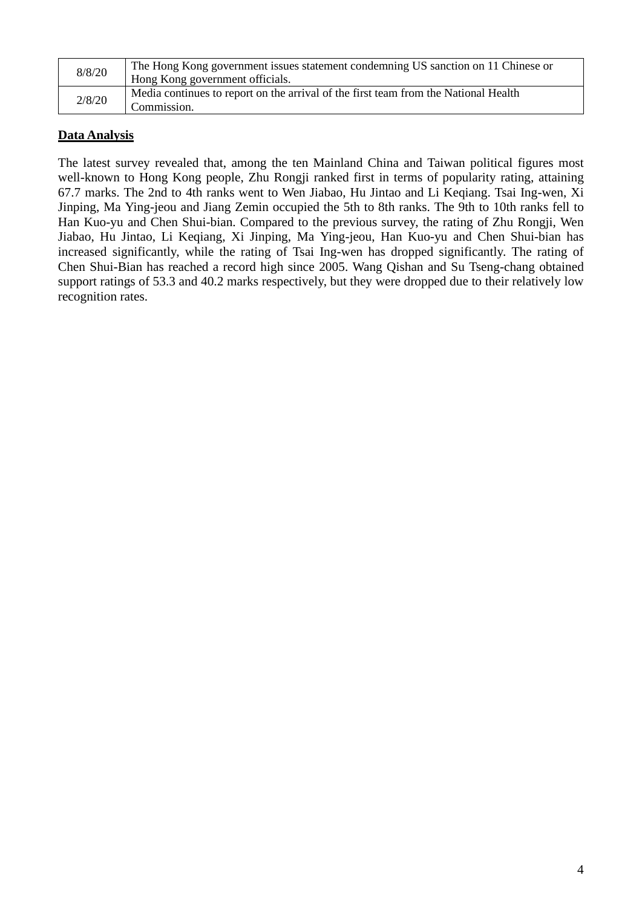| | |
|---|---|
| 8/8/20 | The Hong Kong government issues statement condemning US sanction on 11 Chinese or Hong Kong government officials. |
| 2/8/20 | Media continues to report on the arrival of the first team from the National Health Commission. |

**Data Analysis**

The latest survey revealed that, among the ten Mainland China and Taiwan political figures most well-known to Hong Kong people, Zhu Rongji ranked first in terms of popularity rating, attaining 67.7 marks. The 2nd to 4th ranks went to Wen Jiabao, Hu Jintao and Li Keqiang. Tsai Ing-wen, Xi Jinping, Ma Ying-jeou and Jiang Zemin occupied the 5th to 8th ranks. The 9th to 10th ranks fell to Han Kuo-yu and Chen Shui-bian. Compared to the previous survey, the rating of Zhu Rongji, Wen Jiabao, Hu Jintao, Li Keqiang, Xi Jinping, Ma Ying-jeou, Han Kuo-yu and Chen Shui-bian has increased significantly, while the rating of Tsai Ing-wen has dropped significantly. The rating of Chen Shui-Bian has reached a record high since 2005. Wang Qishan and Su Tseng-chang obtained support ratings of 53.3 and 40.2 marks respectively, but they were dropped due to their relatively low recognition rates.